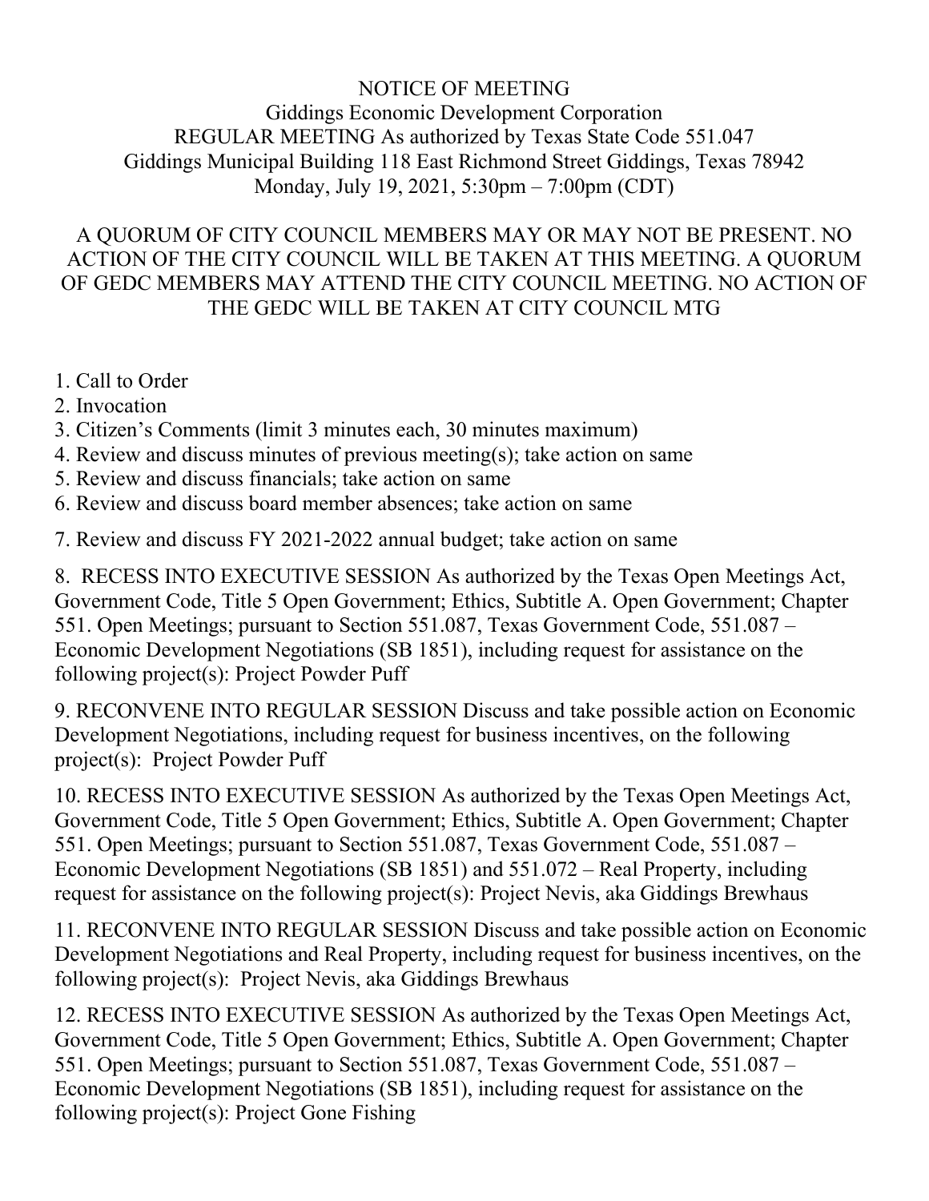# NOTICE OF MEETING

Giddings Economic Development Corporation
REGULAR MEETING As authorized by Texas State Code 551.047
Giddings Municipal Building 118 East Richmond Street Giddings, Texas 78942
Monday, July 19, 2021, 5:30pm – 7:00pm (CDT)

A QUORUM OF CITY COUNCIL MEMBERS MAY OR MAY NOT BE PRESENT. NO ACTION OF THE CITY COUNCIL WILL BE TAKEN AT THIS MEETING. A QUORUM OF GEDC MEMBERS MAY ATTEND THE CITY COUNCIL MEETING. NO ACTION OF THE GEDC WILL BE TAKEN AT CITY COUNCIL MTG

1. Call to Order
2. Invocation
3. Citizen's Comments (limit 3 minutes each, 30 minutes maximum)
4. Review and discuss minutes of previous meeting(s); take action on same
5. Review and discuss financials; take action on same
6. Review and discuss board member absences; take action on same
7. Review and discuss FY 2021-2022 annual budget; take action on same
8. RECESS INTO EXECUTIVE SESSION As authorized by the Texas Open Meetings Act, Government Code, Title 5 Open Government; Ethics, Subtitle A. Open Government; Chapter 551. Open Meetings; pursuant to Section 551.087, Texas Government Code, 551.087 – Economic Development Negotiations (SB 1851), including request for assistance on the following project(s): Project Powder Puff
9. RECONVENE INTO REGULAR SESSION Discuss and take possible action on Economic Development Negotiations, including request for business incentives, on the following project(s): Project Powder Puff
10. RECESS INTO EXECUTIVE SESSION As authorized by the Texas Open Meetings Act, Government Code, Title 5 Open Government; Ethics, Subtitle A. Open Government; Chapter 551. Open Meetings; pursuant to Section 551.087, Texas Government Code, 551.087 – Economic Development Negotiations (SB 1851) and 551.072 – Real Property, including request for assistance on the following project(s): Project Nevis, aka Giddings Brewhaus
11. RECONVENE INTO REGULAR SESSION Discuss and take possible action on Economic Development Negotiations and Real Property, including request for business incentives, on the following project(s): Project Nevis, aka Giddings Brewhaus
12. RECESS INTO EXECUTIVE SESSION As authorized by the Texas Open Meetings Act, Government Code, Title 5 Open Government; Ethics, Subtitle A. Open Government; Chapter 551. Open Meetings; pursuant to Section 551.087, Texas Government Code, 551.087 – Economic Development Negotiations (SB 1851), including request for assistance on the following project(s): Project Gone Fishing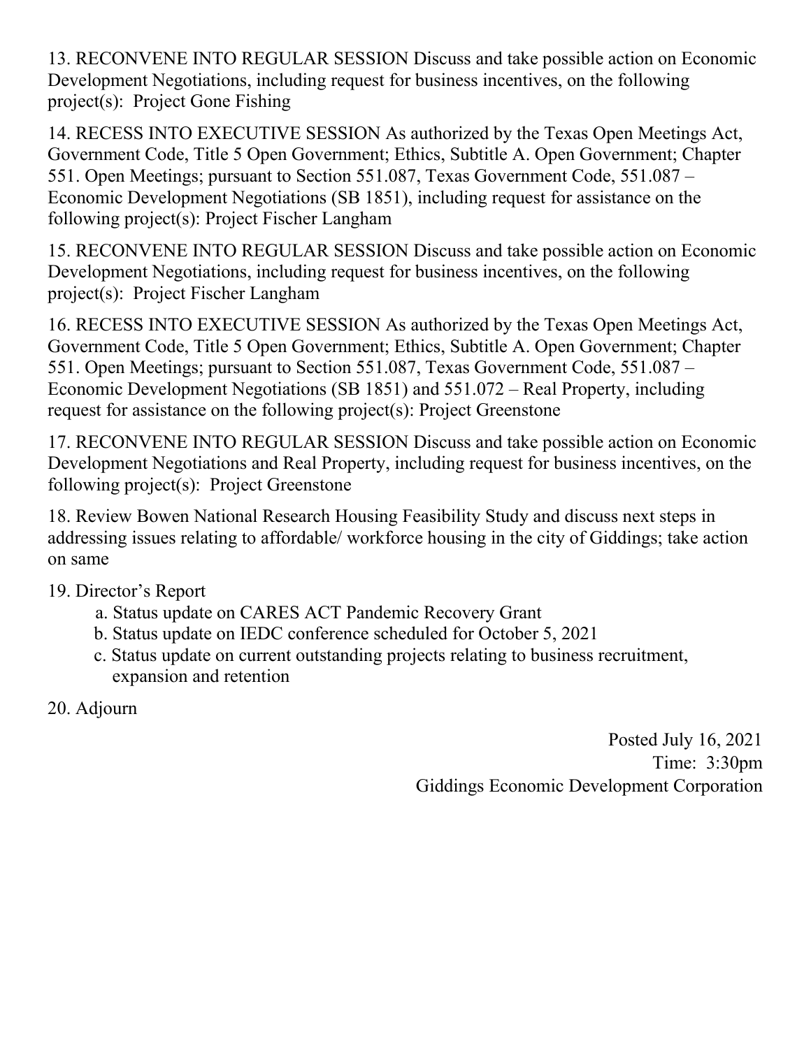13. RECONVENE INTO REGULAR SESSION Discuss and take possible action on Economic Development Negotiations, including request for business incentives, on the following project(s): Project Gone Fishing

14. RECESS INTO EXECUTIVE SESSION As authorized by the Texas Open Meetings Act, Government Code, Title 5 Open Government; Ethics, Subtitle A. Open Government; Chapter 551. Open Meetings; pursuant to Section 551.087, Texas Government Code, 551.087 – Economic Development Negotiations (SB 1851), including request for assistance on the following project(s): Project Fischer Langham

15. RECONVENE INTO REGULAR SESSION Discuss and take possible action on Economic Development Negotiations, including request for business incentives, on the following project(s): Project Fischer Langham

16. RECESS INTO EXECUTIVE SESSION As authorized by the Texas Open Meetings Act, Government Code, Title 5 Open Government; Ethics, Subtitle A. Open Government; Chapter 551. Open Meetings; pursuant to Section 551.087, Texas Government Code, 551.087 – Economic Development Negotiations (SB 1851) and 551.072 – Real Property, including request for assistance on the following project(s): Project Greenstone

17. RECONVENE INTO REGULAR SESSION Discuss and take possible action on Economic Development Negotiations and Real Property, including request for business incentives, on the following project(s): Project Greenstone

18. Review Bowen National Research Housing Feasibility Study and discuss next steps in addressing issues relating to affordable/ workforce housing in the city of Giddings; take action on same

19. Director's Report
    a. Status update on CARES ACT Pandemic Recovery Grant
    b. Status update on IEDC conference scheduled for October 5, 2021
    c. Status update on current outstanding projects relating to business recruitment, expansion and retention

20. Adjourn

Posted July 16, 2021
Time: 3:30pm
Giddings Economic Development Corporation